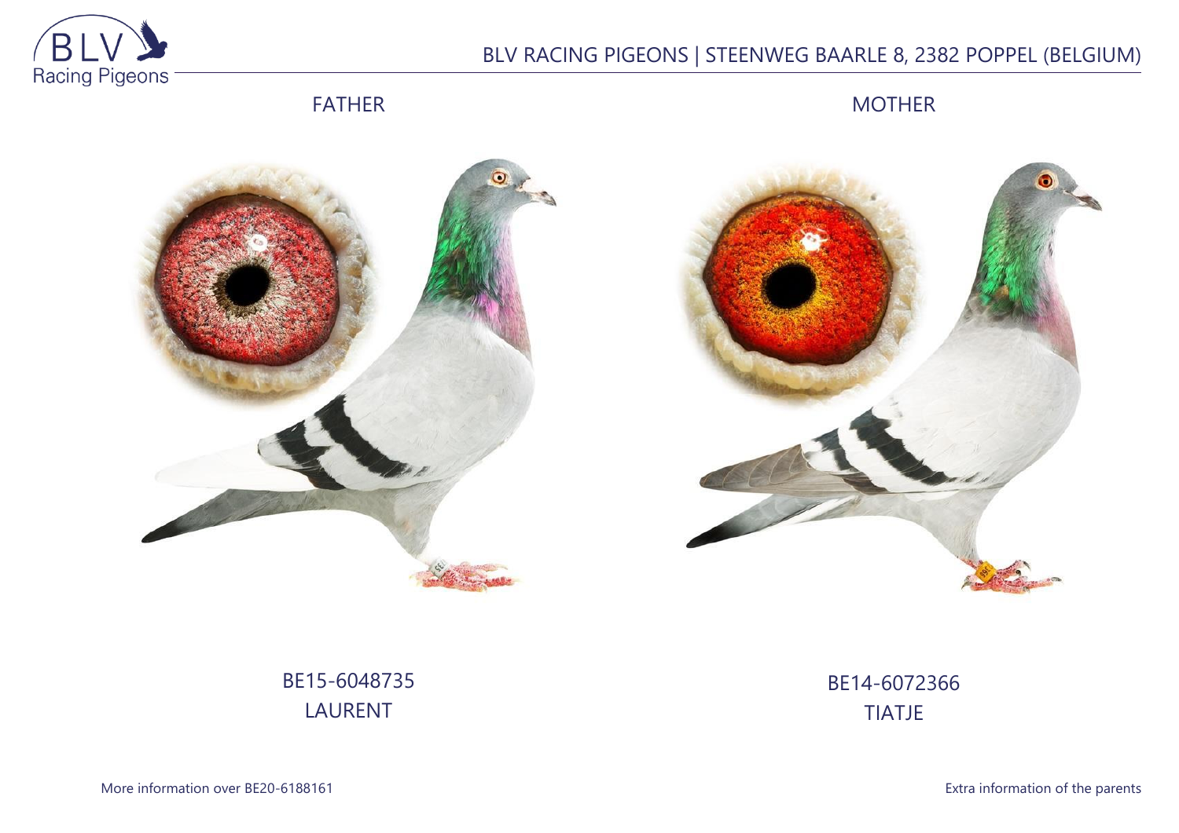BLV RACING PIGEONS | STEENWEG BAARLE 8, 2382 POPPEL (BELGIUM)

FATHER

MOTHER

BE15-6048735
LAURENT

BE14-6072366
TIATJE

More information over BE20-6188161

Extra information of the parents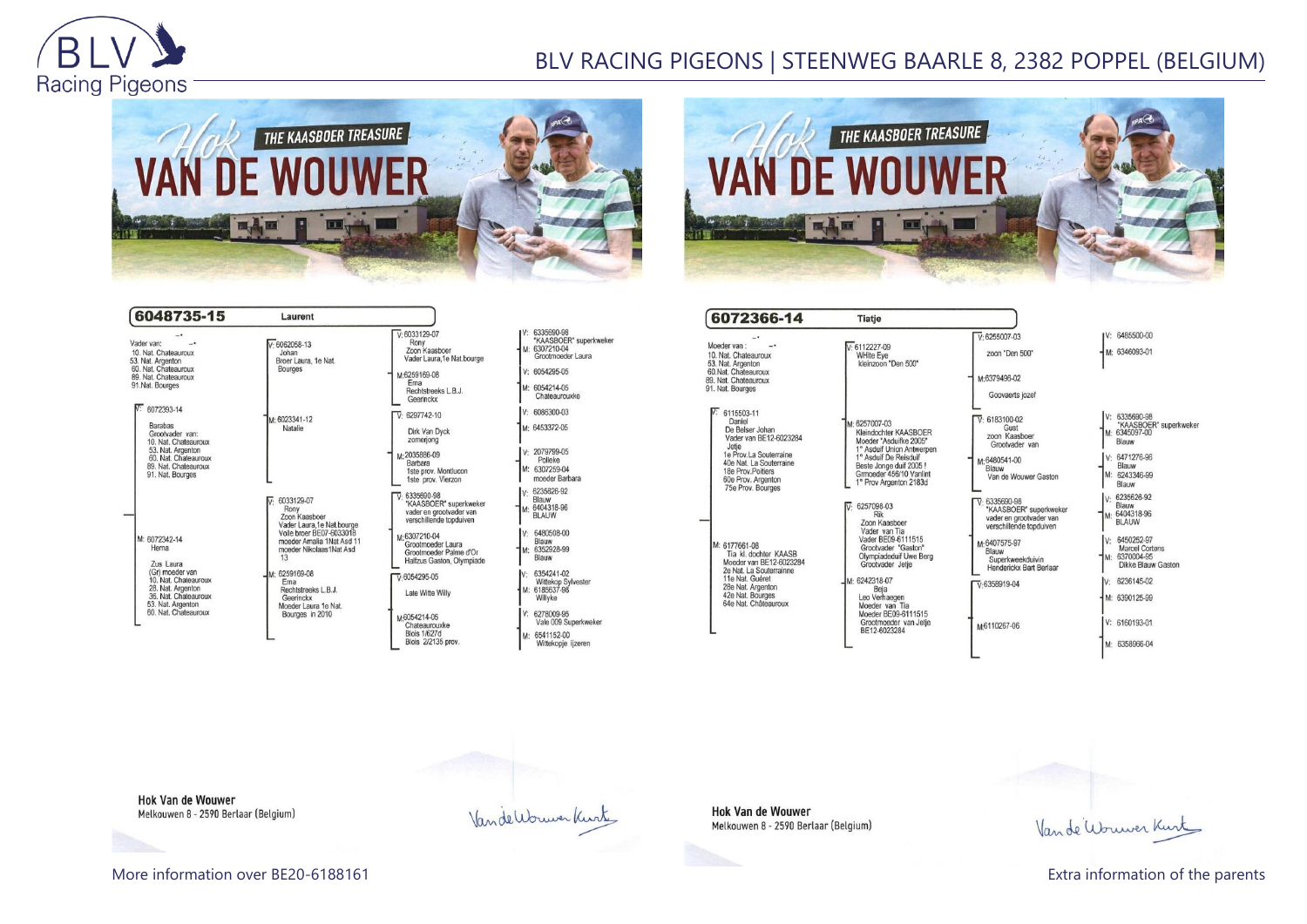THE KAASBOER TREASURE

# Hok VAN DE WOUWER

## 6048735-15 Laurent

Vader van: -
10. Nat. Chateauroux
53. Nat. Argenton
60. Nat. Chateauroux
89. Nat. Chateauroux
91. Nat. Bourges

V: 6072393-14
Barabas
Grootvader van:
10. Nat. Chateauroux
53. Nat. Argenton
60. Nat. Chateauroux
89. Nat. Chateauroux
91. Nat. Bourges

V: 6062058-13
Johan
Broer Laura, 1e Nat. Bourges

V: 6033129-07
Rony
Zoon Kaasboer
Vader Laura,1e Nat.bourge

V: 6335690-98 "KAASBOER" superkweker
M: 6307210-04 Grootmoeder Laura

M:6259169-08
Ema
Rechtstreeks L.B.J. Geerinckx

V: 6054295-05
M: 6054214-05 Chateaurouxke

M: 6023341-12
Natalie

V: 6297742-10
Dirk Van Dyck zomerjong

V: 6086300-03
M: 6453372-05

M:2035886-09
Barbara
1ste prov. Montlucon
1ste prov. Vierzon

V: 2079799-05 Polleke
M: 6307259-04 moeder Barbara

M: 6072342-14
Hema
Zus Laura
(Gr) moeder van
10. Nat. Chateauroux
28. Nat. Argenton
36. Nat. Chateauroux
53. Nat. Argenton
60. Nat. Chateauroux

V: 6033129-07
Rony
Zoon Kaasboer
Vader Laura,1e Nat.bourge
Volle broer BE07-6033018
moeder Amalia 1Nat Asd 11
moeder Nikolaas1Nat Asd 13

V: 6335690-98
"KAASBOER" superkweker
vader en grootvader van verschillende topduiven

V: 6235626-92 Blauw
M: 6404318-96 BLAUW

M:6307210-04
Grootmoeder Laura
Grootmoeder Palme d'Or
Halfzus Gaston, Olympiade

V: 6480508-00 Blauw
M: 6352928-99 Blauw

M: 6259169-08
Ema
Rechtstreeks L.B.J. Geerinckx
Moeder Laura 1e Nat. Bourges in 2010

V:6054295-05
Late Witte Willy

V: 6354241-02 Wittekop Sylvester
M: 6185637-98 Willyke

M:6054214-05
Chateaurouxke
Blois 1/627d
Blois 2/2135 prov.

V: 6278009-95 Vale 009 Superkweker
M: 6541152-00 Wittekopje Ijzeren

Hok Van de Wouwer
Melkouwen 8 - 2590 Berlaar (Belgium)

Van de Wouwer Kurt

## 6072366-14 Tiatje

Moeder van: -
10. Nat. Chateauroux
53. Nat. Argenton
60.Nat. Chateauroux
89. Nat. Chateauroux
91. Nat. Bourges

V: 6115503-11
Daniel
De Belser Johan
Vader van BE12-6023284 Jetje
1e Prov.La Souterraine
40e Nat. La Souterraine
18e Prov.Poitiers
60e Prov. Argenton
75e Prov. Bourges

V: 6112227-09
White Eye
kleinzoon "Den 500"

V: 6255007-03
zoon "Den 500"

V: 6485500-00
M: 6346093-01

M:6379496-02
Goovaerts jozef

M: 6257007-03
Kleindochter KAASBOER
Moeder "Asduifke 2005"
1° Asduif Union Antwerpen
1° Asduif De Reisduif
Beste Jonge duif 2005 !
Grmoeder 456/10 Vanlint
1° Prov Argenton 2183d

V: 6183100-02
Gust
zoon Kaasboer
Grootvader van

V: 6335690-98 "KAASBOER" superkweker
M: 6345097-00 Blauw

M:6480541-00
Blauw
Van de Wouwer Gaston

V: 6471276-96 Blauw
M: 6243346-99 Blauw

M: 6177661-08
Tia kl. dochter KAASB
Moeder van BE12-6023284
11e Nat. Guéret
2e Nat. La Souterrainne
28e Nat. Argenton
42e Nat. Bourges
64e Nat. Châteauroux

V: 6257098-03
Rik
Zoon Kaasboer
Vader van Tia
Vader BE09-6111515
Grootvader "Gaston"
Olympiadeduif Uwe Berg
Grootvader Jetje

V: 6335690-98
"KAASBOER" superkweker
vader en grootvader van verschillende topduiven

V: 6235626-92 Blauw
M: 6404318-96 BLAUW

M:6407575-97
Blauw
Superkweekduivin
Henderickx Bart Berlaar

V: 6450252-97 Marcel Cortens
M: 6370004-95 Dikke Blauw Gaston

M: 6242318-07
Beja
Leo Verhaegen
Moeder van Tia
Moeder BE09-6111515
Grootmoeder van Jetje
BE12-6023284

V:6358919-04

V: 6236145-02
M: 6390125-99

M:6110267-06

V: 6160193-01
M: 6358966-04

Hok Van de Wouwer
Melkouwen 8 - 2590 Berlaar (Belgium)

Van de Wouwer Kurt

More information over BE20-6188161

Extra information of the parents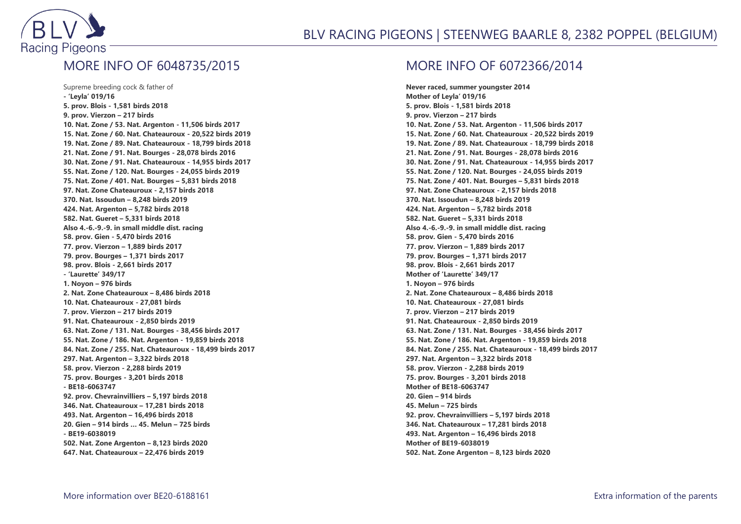## MORE INFO OF 6048735/2015

Supreme breeding cock & father of

**- 'Leyla' 019/16**
**5. prov. Blois - 1,581 birds 2018**
**9. prov. Vierzon – 217 birds**
**10. Nat. Zone / 53. Nat. Argenton - 11,506 birds 2017**
**15. Nat. Zone / 60. Nat. Chateauroux - 20,522 birds 2019**
**19. Nat. Zone / 89. Nat. Chateauroux - 18,799 birds 2018**
**21. Nat. Zone / 91. Nat. Bourges - 28,078 birds 2016**
**30. Nat. Zone / 91. Nat. Chateauroux - 14,955 birds 2017**
**55. Nat. Zone / 120. Nat. Bourges - 24,055 birds 2019**
**75. Nat. Zone / 401. Nat. Bourges – 5,831 birds 2018**
**97. Nat. Zone Chateauroux - 2,157 birds 2018**
**370. Nat. Issoudun – 8,248 birds 2019**
**424. Nat. Argenton – 5,782 birds 2018**
**582. Nat. Gueret – 5,331 birds 2018**
**Also 4.-6.-9.-9. in small middle dist. racing**
**58. prov. Gien - 5,470 birds 2016**
**77. prov. Vierzon – 1,889 birds 2017**
**79. prov. Bourges – 1,371 birds 2017**
**98. prov. Blois - 2,661 birds 2017**

**- 'Laurette' 349/17**
**1. Noyon – 976 birds**
**2. Nat. Zone Chateauroux – 8,486 birds 2018**
**10. Nat. Chateauroux - 27,081 birds**
**7. prov. Vierzon – 217 birds 2019**
**91. Nat. Chateauroux - 2,850 birds 2019**
**63. Nat. Zone / 131. Nat. Bourges - 38,456 birds 2017**
**55. Nat. Zone / 186. Nat. Argenton - 19,859 birds 2018**
**84. Nat. Zone / 255. Nat. Chateauroux - 18,499 birds 2017**
**297. Nat. Argenton – 3,322 birds 2018**
**58. prov. Vierzon - 2,288 birds 2019**
**75. prov. Bourges - 3,201 birds 2018**

**- BE18-6063747**
**92. prov. Chevrainvilliers – 5,197 birds 2018**
**346. Nat. Chateauroux – 17,281 birds 2018**
**493. Nat. Argenton – 16,496 birds 2018**
**20. Gien – 914 birds … 45. Melun – 725 birds**

**- BE19-6038019**
**502. Nat. Zone Argenton – 8,123 birds 2020**
**647. Nat. Chateauroux – 22,476 birds 2019**

## MORE INFO OF 6072366/2014

**Never raced, summer youngster 2014**
**Mother of Leyla' 019/16**
**5. prov. Blois - 1,581 birds 2018**
**9. prov. Vierzon – 217 birds**
**10. Nat. Zone / 53. Nat. Argenton - 11,506 birds 2017**
**15. Nat. Zone / 60. Nat. Chateauroux - 20,522 birds 2019**
**19. Nat. Zone / 89. Nat. Chateauroux - 18,799 birds 2018**
**21. Nat. Zone / 91. Nat. Bourges - 28,078 birds 2016**
**30. Nat. Zone / 91. Nat. Chateauroux - 14,955 birds 2017**
**55. Nat. Zone / 120. Nat. Bourges - 24,055 birds 2019**
**75. Nat. Zone / 401. Nat. Bourges – 5,831 birds 2018**
**97. Nat. Zone Chateauroux - 2,157 birds 2018**
**370. Nat. Issoudun – 8,248 birds 2019**
**424. Nat. Argenton – 5,782 birds 2018**
**582. Nat. Gueret – 5,331 birds 2018**
**Also 4.-6.-9.-9. in small middle dist. racing**
**58. prov. Gien - 5,470 birds 2016**
**77. prov. Vierzon – 1,889 birds 2017**
**79. prov. Bourges – 1,371 birds 2017**
**98. prov. Blois - 2,661 birds 2017**

**Mother of 'Laurette' 349/17**
**1. Noyon – 976 birds**
**2. Nat. Zone Chateauroux – 8,486 birds 2018**
**10. Nat. Chateauroux - 27,081 birds**
**7. prov. Vierzon – 217 birds 2019**
**91. Nat. Chateauroux - 2,850 birds 2019**
**63. Nat. Zone / 131. Nat. Bourges - 38,456 birds 2017**
**55. Nat. Zone / 186. Nat. Argenton - 19,859 birds 2018**
**84. Nat. Zone / 255. Nat. Chateauroux - 18,499 birds 2017**
**297. Nat. Argenton – 3,322 birds 2018**
**58. prov. Vierzon - 2,288 birds 2019**
**75. prov. Bourges - 3,201 birds 2018**

**Mother of BE18-6063747**
**20. Gien – 914 birds**
**45. Melun – 725 birds**
**92. prov. Chevrainvilliers – 5,197 birds 2018**
**346. Nat. Chateauroux – 17,281 birds 2018**
**493. Nat. Argenton – 16,496 birds 2018**

**Mother of BE19-6038019**
**502. Nat. Zone Argenton – 8,123 birds 2020**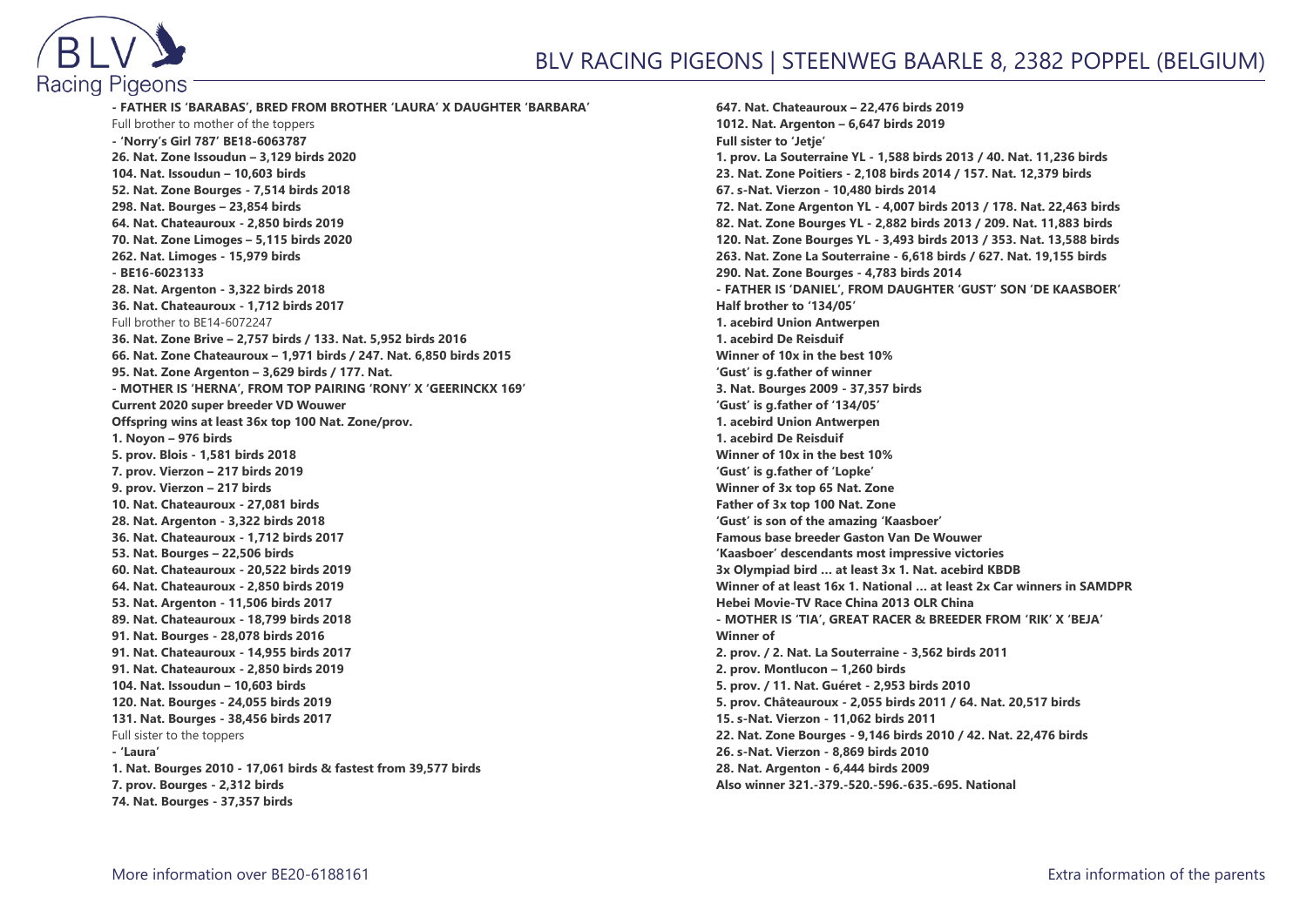**- FATHER IS 'BARABAS', BRED FROM BROTHER 'LAURA' X DAUGHTER 'BARBARA'**

Full brother to mother of the toppers

**- 'Norry's Girl 787' BE18-6063787**

**26. Nat. Zone Issoudun – 3,129 birds 2020**

**104. Nat. Issoudun – 10,603 birds**

**52. Nat. Zone Bourges - 7,514 birds 2018**

**298. Nat. Bourges – 23,854 birds**

**64. Nat. Chateauroux - 2,850 birds 2019**

**70. Nat. Zone Limoges – 5,115 birds 2020**

**262. Nat. Limoges - 15,979 birds**

**- BE16-6023133**

**28. Nat. Argenton - 3,322 birds 2018**

**36. Nat. Chateauroux - 1,712 birds 2017**

Full brother to BE14-6072247

**36. Nat. Zone Brive – 2,757 birds / 133. Nat. 5,952 birds 2016**

**66. Nat. Zone Chateauroux – 1,971 birds / 247. Nat. 6,850 birds 2015**

**95. Nat. Zone Argenton – 3,629 birds / 177. Nat.**

**- MOTHER IS 'HERNA', FROM TOP PAIRING 'RONY' X 'GEERINCKX 169'**

**Current 2020 super breeder VD Wouwer**

**Offspring wins at least 36x top 100 Nat. Zone/prov.**

**1. Noyon – 976 birds**

**5. prov. Blois - 1,581 birds 2018**

**7. prov. Vierzon – 217 birds 2019**

**9. prov. Vierzon – 217 birds**

**10. Nat. Chateauroux - 27,081 birds**

**28. Nat. Argenton - 3,322 birds 2018**

**36. Nat. Chateauroux - 1,712 birds 2017**

**53. Nat. Bourges – 22,506 birds**

**60. Nat. Chateauroux - 20,522 birds 2019**

**64. Nat. Chateauroux - 2,850 birds 2019**

**53. Nat. Argenton - 11,506 birds 2017**

**89. Nat. Chateauroux - 18,799 birds 2018**

**91. Nat. Bourges - 28,078 birds 2016**

**91. Nat. Chateauroux - 14,955 birds 2017**

**91. Nat. Chateauroux - 2,850 birds 2019**

**104. Nat. Issoudun – 10,603 birds**

**120. Nat. Bourges - 24,055 birds 2019**

**131. Nat. Bourges - 38,456 birds 2017**

Full sister to the toppers

**- 'Laura'**

**1. Nat. Bourges 2010 - 17,061 birds & fastest from 39,577 birds**

**7. prov. Bourges - 2,312 birds**

**74. Nat. Bourges - 37,357 birds**

**647. Nat. Chateauroux – 22,476 birds 2019**

**1012. Nat. Argenton – 6,647 birds 2019**

**Full sister to 'Jetje'**

**1. prov. La Souterraine YL - 1,588 birds 2013 / 40. Nat. 11,236 birds**

**23. Nat. Zone Poitiers - 2,108 birds 2014 / 157. Nat. 12,379 birds**

**67. s-Nat. Vierzon - 10,480 birds 2014**

**72. Nat. Zone Argenton YL - 4,007 birds 2013 / 178. Nat. 22,463 birds**

**82. Nat. Zone Bourges YL - 2,882 birds 2013 / 209. Nat. 11,883 birds**

**120. Nat. Zone Bourges YL - 3,493 birds 2013 / 353. Nat. 13,588 birds**

**263. Nat. Zone La Souterraine - 6,618 birds / 627. Nat. 19,155 birds**

**290. Nat. Zone Bourges - 4,783 birds 2014**

**- FATHER IS 'DANIEL', FROM DAUGHTER 'GUST' SON 'DE KAASBOER'**

**Half brother to '134/05'**

**1. acebird Union Antwerpen**

**1. acebird De Reisduif**

**Winner of 10x in the best 10%**

**'Gust' is g.father of winner**

**3. Nat. Bourges 2009 - 37,357 birds**

**'Gust' is g.father of '134/05'**

**1. acebird Union Antwerpen**

**1. acebird De Reisduif**

**Winner of 10x in the best 10%**

**'Gust' is g.father of 'Lopke'**

**Winner of 3x top 65 Nat. Zone**

**Father of 3x top 100 Nat. Zone**

**'Gust' is son of the amazing 'Kaasboer'**

**Famous base breeder Gaston Van De Wouwer**

**'Kaasboer' descendants most impressive victories**

**3x Olympiad bird … at least 3x 1. Nat. acebird KBDB**

**Winner of at least 16x 1. National … at least 2x Car winners in SAMDPR**

**Hebei Movie-TV Race China 2013 OLR China**

**- MOTHER IS 'TIA', GREAT RACER & BREEDER FROM 'RIK' X 'BEJA'**

**Winner of**

**2. prov. / 2. Nat. La Souterraine - 3,562 birds 2011**

**2. prov. Montlucon – 1,260 birds**

**5. prov. / 11. Nat. Guéret - 2,953 birds 2010**

**5. prov. Châteauroux - 2,055 birds 2011 / 64. Nat. 20,517 birds**

**15. s-Nat. Vierzon - 11,062 birds 2011**

**22. Nat. Zone Bourges - 9,146 birds 2010 / 42. Nat. 22,476 birds**

**26. s-Nat. Vierzon - 8,869 birds 2010**

**28. Nat. Argenton - 6,444 birds 2009**

**Also winner 321.-379.-520.-596.-635.-695. National**

More information over BE20-6188161

Extra information of the parents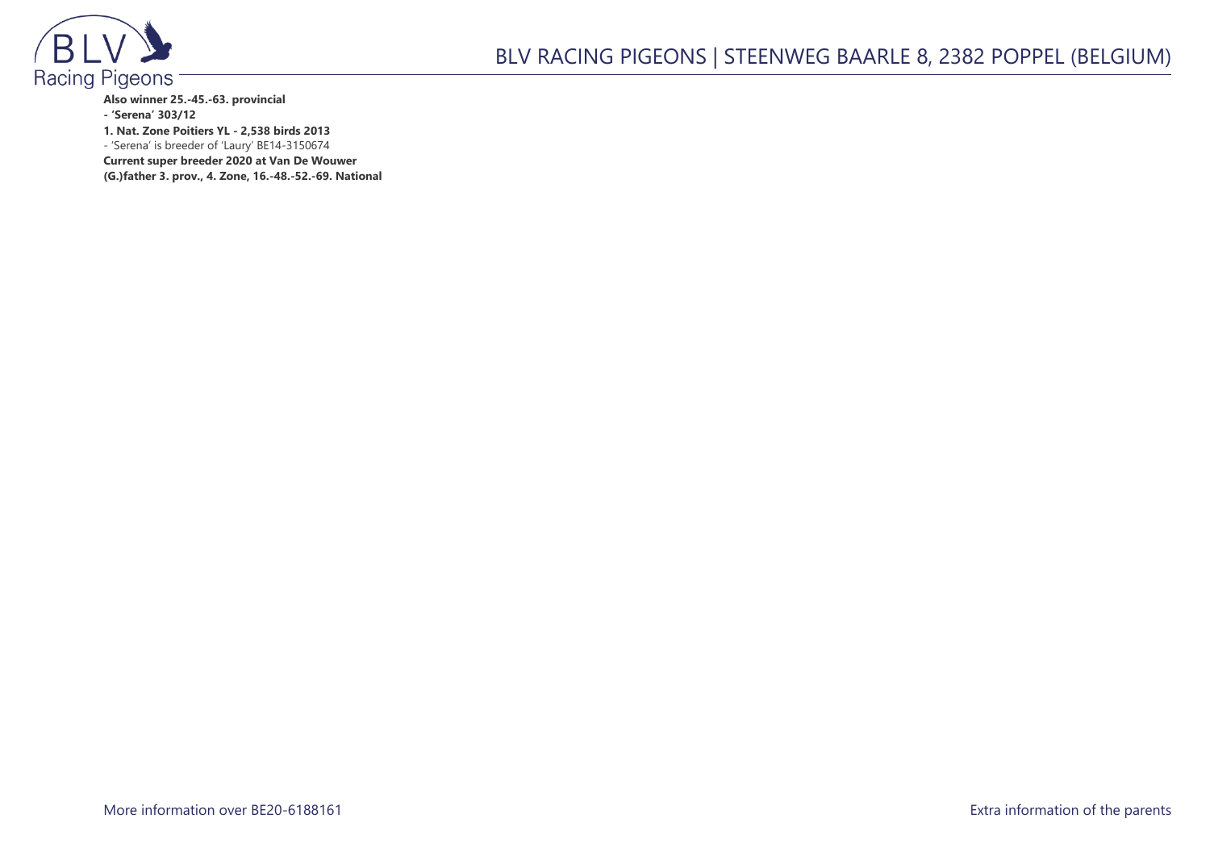**Also winner 25.-45.-63. provincial**

**- 'Serena' 303/12**

**1. Nat. Zone Poitiers YL - 2,538 birds 2013**

- 'Serena' is breeder of 'Laury' BE14-3150674

**Current super breeder 2020 at Van De Wouwer**

**(G.)father 3. prov., 4. Zone, 16.-48.-52.-69. National**

More information over BE20-6188161

Extra information of the parents